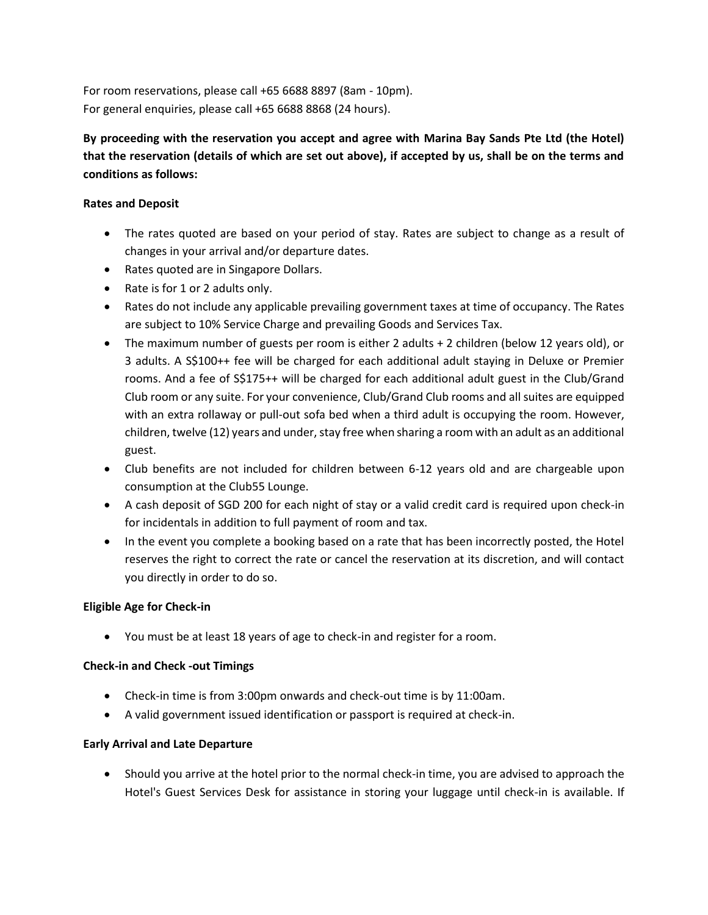For room reservations, please call +65 6688 8897 (8am - 10pm).
For general enquiries, please call +65 6688 8868 (24 hours).

**By proceeding with the reservation you accept and agree with Marina Bay Sands Pte Ltd (the Hotel) that the reservation (details of which are set out above), if accepted by us, shall be on the terms and conditions as follows:**

**Rates and Deposit**

- The rates quoted are based on your period of stay. Rates are subject to change as a result of changes in your arrival and/or departure dates.
- Rates quoted are in Singapore Dollars.
- Rate is for 1 or 2 adults only.
- Rates do not include any applicable prevailing government taxes at time of occupancy. The Rates are subject to 10% Service Charge and prevailing Goods and Services Tax.
- The maximum number of guests per room is either 2 adults + 2 children (below 12 years old), or 3 adults. A S$100++ fee will be charged for each additional adult staying in Deluxe or Premier rooms. And a fee of S$175++ will be charged for each additional adult guest in the Club/Grand Club room or any suite. For your convenience, Club/Grand Club rooms and all suites are equipped with an extra rollaway or pull-out sofa bed when a third adult is occupying the room. However, children, twelve (12) years and under, stay free when sharing a room with an adult as an additional guest.
- Club benefits are not included for children between 6-12 years old and are chargeable upon consumption at the Club55 Lounge.
- A cash deposit of SGD 200 for each night of stay or a valid credit card is required upon check-in for incidentals in addition to full payment of room and tax.
- In the event you complete a booking based on a rate that has been incorrectly posted, the Hotel reserves the right to correct the rate or cancel the reservation at its discretion, and will contact you directly in order to do so.

**Eligible Age for Check-in**

- You must be at least 18 years of age to check-in and register for a room.

**Check-in and Check -out Timings**

- Check-in time is from 3:00pm onwards and check-out time is by 11:00am.
- A valid government issued identification or passport is required at check-in.

**Early Arrival and Late Departure**

- Should you arrive at the hotel prior to the normal check-in time, you are advised to approach the Hotel's Guest Services Desk for assistance in storing your luggage until check-in is available. If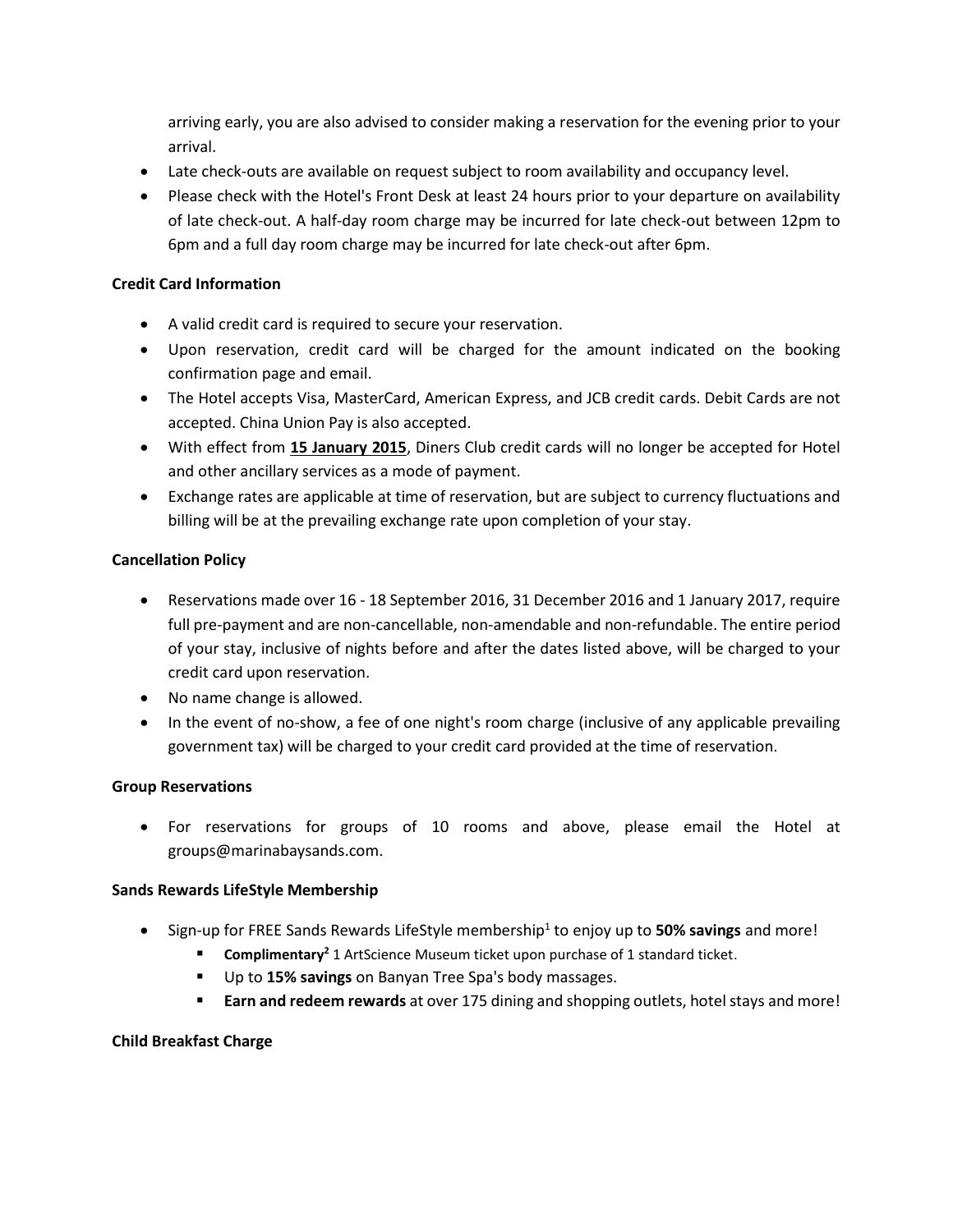arriving early, you are also advised to consider making a reservation for the evening prior to your arrival.

- Late check-outs are available on request subject to room availability and occupancy level.
- Please check with the Hotel's Front Desk at least 24 hours prior to your departure on availability of late check-out. A half-day room charge may be incurred for late check-out between 12pm to 6pm and a full day room charge may be incurred for late check-out after 6pm.

**Credit Card Information**

- A valid credit card is required to secure your reservation.
- Upon reservation, credit card will be charged for the amount indicated on the booking confirmation page and email.
- The Hotel accepts Visa, MasterCard, American Express, and JCB credit cards. Debit Cards are not accepted. China Union Pay is also accepted.
- With effect from **15 January 2015**, Diners Club credit cards will no longer be accepted for Hotel and other ancillary services as a mode of payment.
- Exchange rates are applicable at time of reservation, but are subject to currency fluctuations and billing will be at the prevailing exchange rate upon completion of your stay.

**Cancellation Policy**

- Reservations made over 16 - 18 September 2016, 31 December 2016 and 1 January 2017, require full pre-payment and are non-cancellable, non-amendable and non-refundable. The entire period of your stay, inclusive of nights before and after the dates listed above, will be charged to your credit card upon reservation.
- No name change is allowed.
- In the event of no-show, a fee of one night's room charge (inclusive of any applicable prevailing government tax) will be charged to your credit card provided at the time of reservation.

**Group Reservations**

- For reservations for groups of 10 rooms and above, please email the Hotel at groups@marinabaysands.com.

**Sands Rewards LifeStyle Membership**

- Sign-up for FREE Sands Rewards LifeStyle membership[1] to enjoy up to **50% savings** and more!
  - **Complimentary[2]** 1 ArtScience Museum ticket upon purchase of 1 standard ticket.
  - Up to **15% savings** on Banyan Tree Spa's body massages.
  - **Earn and redeem rewards** at over 175 dining and shopping outlets, hotel stays and more!

**Child Breakfast Charge**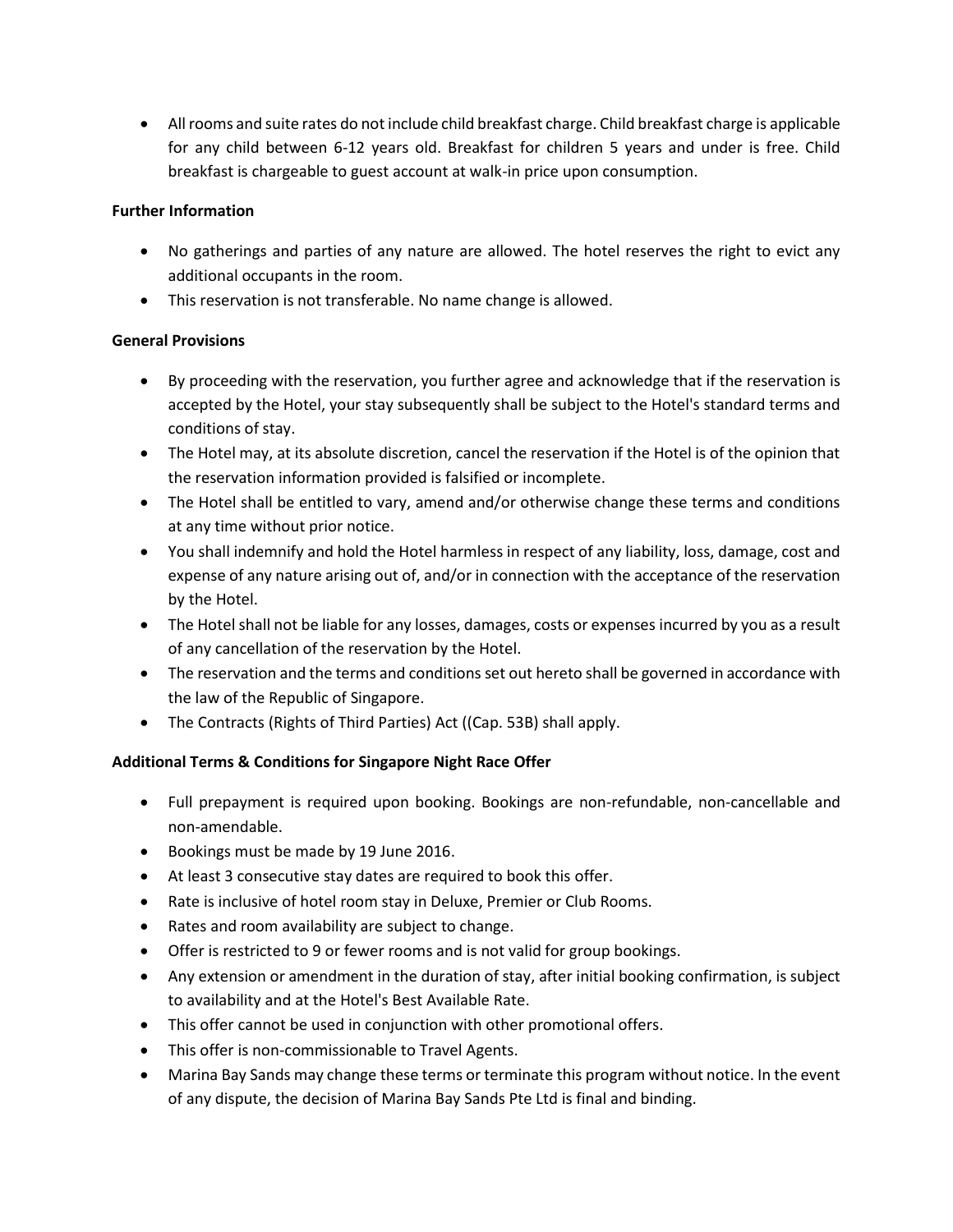- All rooms and suite rates do not include child breakfast charge. Child breakfast charge is applicable for any child between 6-12 years old. Breakfast for children 5 years and under is free. Child breakfast is chargeable to guest account at walk-in price upon consumption.

**Further Information**

- No gatherings and parties of any nature are allowed. The hotel reserves the right to evict any additional occupants in the room.
- This reservation is not transferable. No name change is allowed.

**General Provisions**

- By proceeding with the reservation, you further agree and acknowledge that if the reservation is accepted by the Hotel, your stay subsequently shall be subject to the Hotel's standard terms and conditions of stay.
- The Hotel may, at its absolute discretion, cancel the reservation if the Hotel is of the opinion that the reservation information provided is falsified or incomplete.
- The Hotel shall be entitled to vary, amend and/or otherwise change these terms and conditions at any time without prior notice.
- You shall indemnify and hold the Hotel harmless in respect of any liability, loss, damage, cost and expense of any nature arising out of, and/or in connection with the acceptance of the reservation by the Hotel.
- The Hotel shall not be liable for any losses, damages, costs or expenses incurred by you as a result of any cancellation of the reservation by the Hotel.
- The reservation and the terms and conditions set out hereto shall be governed in accordance with the law of the Republic of Singapore.
- The Contracts (Rights of Third Parties) Act ((Cap. 53B) shall apply.

**Additional Terms & Conditions for Singapore Night Race Offer**

- Full prepayment is required upon booking. Bookings are non-refundable, non-cancellable and non-amendable.
- Bookings must be made by 19 June 2016.
- At least 3 consecutive stay dates are required to book this offer.
- Rate is inclusive of hotel room stay in Deluxe, Premier or Club Rooms.
- Rates and room availability are subject to change.
- Offer is restricted to 9 or fewer rooms and is not valid for group bookings.
- Any extension or amendment in the duration of stay, after initial booking confirmation, is subject to availability and at the Hotel's Best Available Rate.
- This offer cannot be used in conjunction with other promotional offers.
- This offer is non-commissionable to Travel Agents.
- Marina Bay Sands may change these terms or terminate this program without notice. In the event of any dispute, the decision of Marina Bay Sands Pte Ltd is final and binding.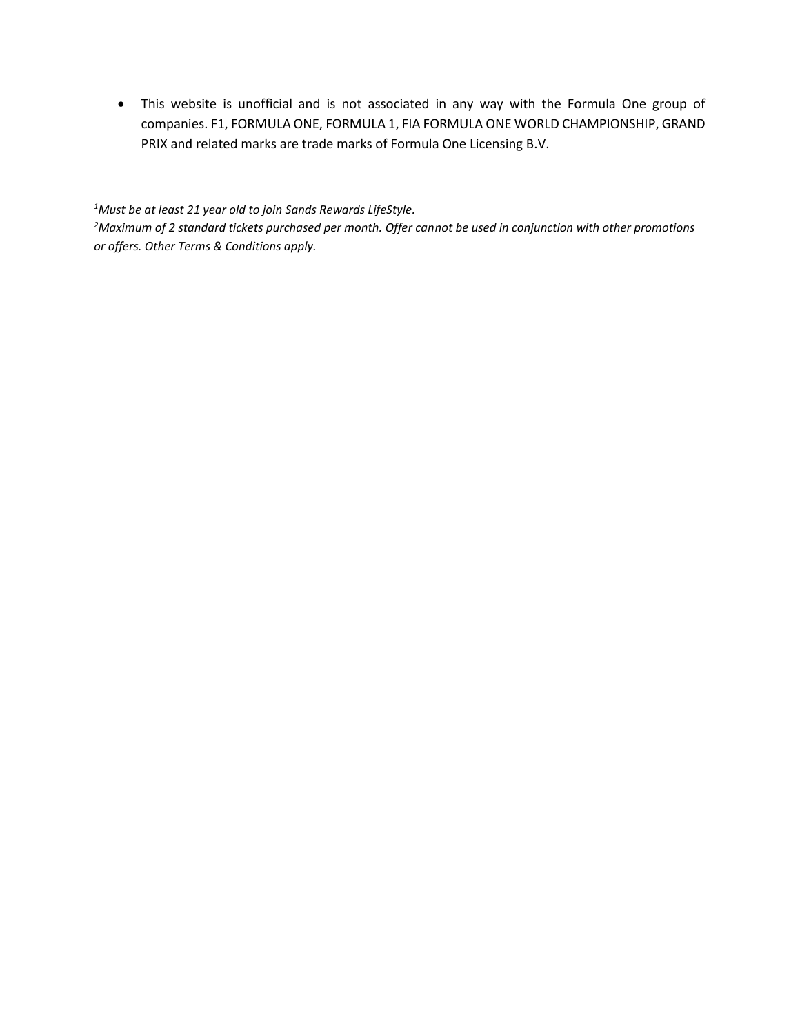- This website is unofficial and is not associated in any way with the Formula One group of companies. F1, FORMULA ONE, FORMULA 1, FIA FORMULA ONE WORLD CHAMPIONSHIP, GRAND PRIX and related marks are trade marks of Formula One Licensing B.V.

*[1]Must be at least 21 year old to join Sands Rewards LifeStyle.*
*[2]Maximum of 2 standard tickets purchased per month. Offer cannot be used in conjunction with other promotions or offers. Other Terms & Conditions apply.*